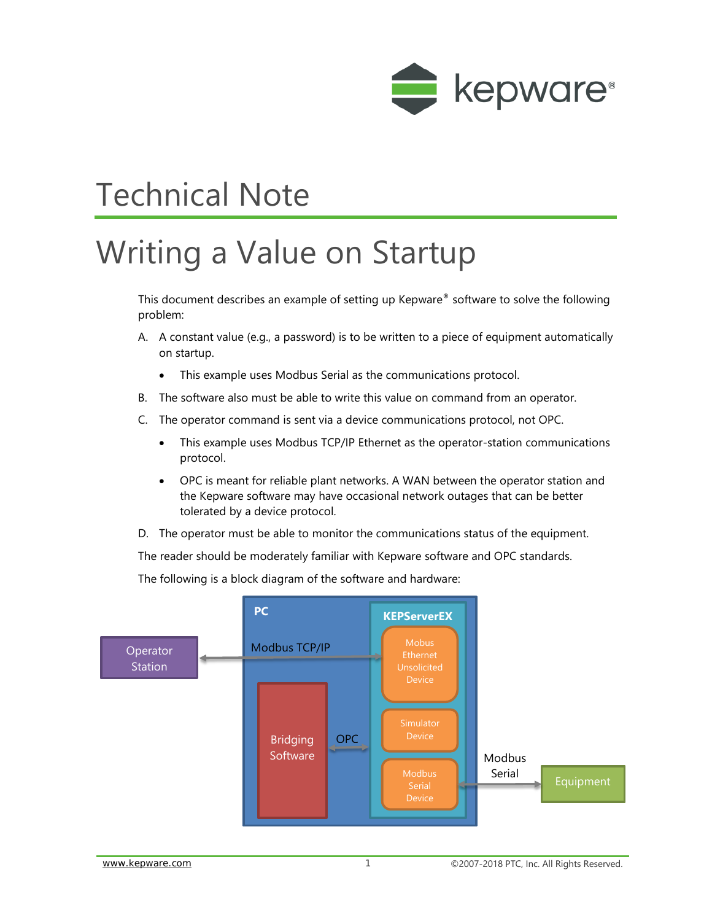# Technical Note

# Writing a Value on Startup

This document describes an example of setting up Kepware® software to solve the following problem:

A. A constant value (e.g., a password) is to be written to a piece of equipment automatically on startup.
   - This example uses Modbus Serial as the communications protocol.

B. The software also must be able to write this value on command from an operator.

C. The operator command is sent via a device communications protocol, not OPC.
   - This example uses Modbus TCP/IP Ethernet as the operator-station communications protocol.
   - OPC is meant for reliable plant networks. A WAN between the operator station and the Kepware software may have occasional network outages that can be better tolerated by a device protocol.

D. The operator must be able to monitor the communications status of the equipment.

The reader should be moderately familiar with Kepware software and OPC standards.

The following is a block diagram of the software and hardware:

Operator Station | PC | Modbus TCP/IP | KEPServerEX | Mobus Ethernet Unsolicited Device | Bridging Software | OPC | Simulator Device | Modbus Serial Device | Modbus Serial | Equipment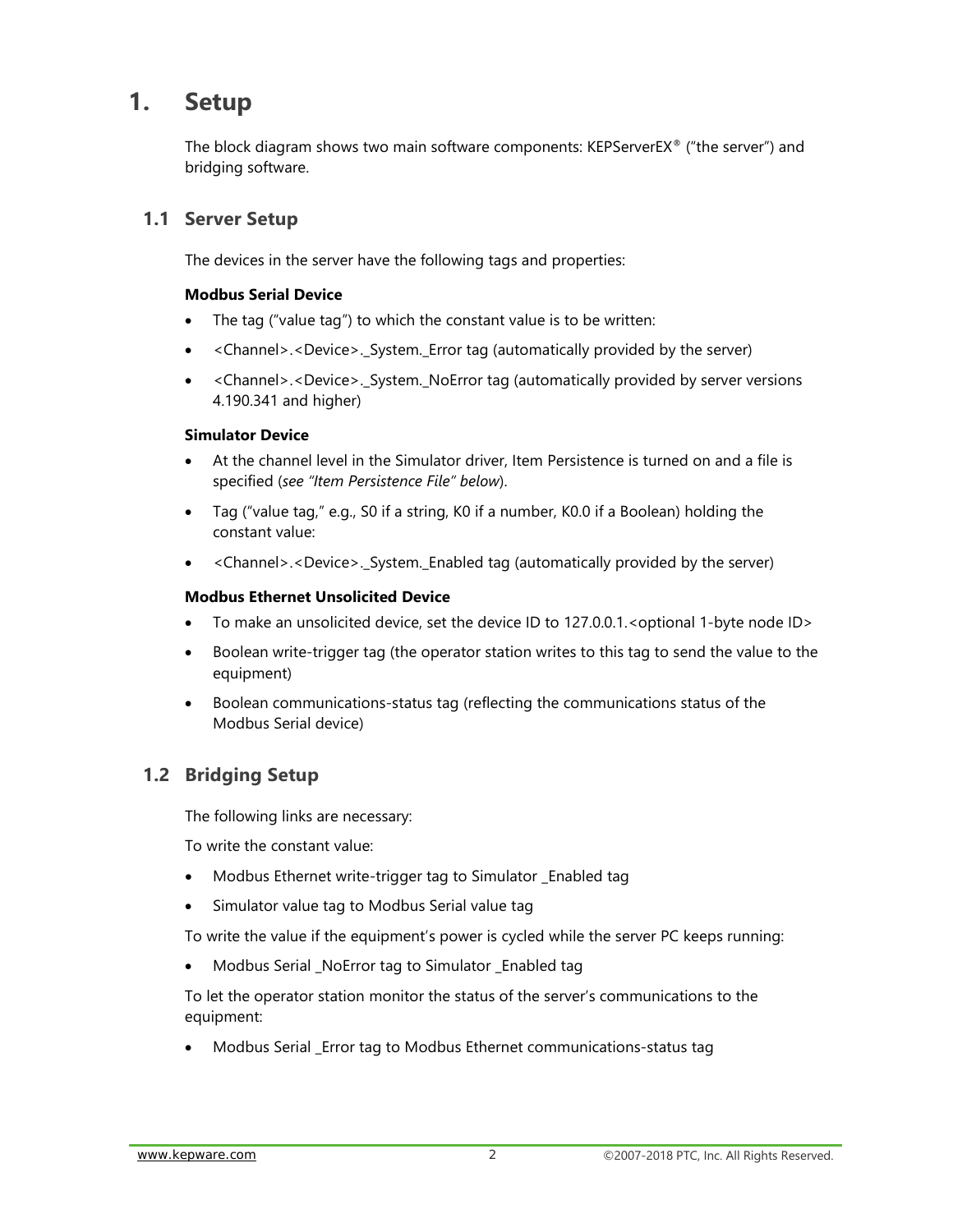# 1. Setup

The block diagram shows two main software components: KEPServerEX® ("the server") and bridging software.

## 1.1 Server Setup

The devices in the server have the following tags and properties:

**Modbus Serial Device**

- The tag ("value tag") to which the constant value is to be written:
- <Channel>.<Device>._System._Error tag (automatically provided by the server)
- <Channel>.<Device>._System._NoError tag (automatically provided by server versions 4.190.341 and higher)

**Simulator Device**

- At the channel level in the Simulator driver, Item Persistence is turned on and a file is specified (*see "Item Persistence File" below*).
- Tag ("value tag," e.g., S0 if a string, K0 if a number, K0.0 if a Boolean) holding the constant value:
- <Channel>.<Device>._System._Enabled tag (automatically provided by the server)

**Modbus Ethernet Unsolicited Device**

- To make an unsolicited device, set the device ID to 127.0.0.1.<optional 1-byte node ID>
- Boolean write-trigger tag (the operator station writes to this tag to send the value to the equipment)
- Boolean communications-status tag (reflecting the communications status of the Modbus Serial device)

## 1.2 Bridging Setup

The following links are necessary:

To write the constant value:

- Modbus Ethernet write-trigger tag to Simulator _Enabled tag
- Simulator value tag to Modbus Serial value tag

To write the value if the equipment's power is cycled while the server PC keeps running:

- Modbus Serial _NoError tag to Simulator _Enabled tag

To let the operator station monitor the status of the server's communications to the equipment:

- Modbus Serial _Error tag to Modbus Ethernet communications-status tag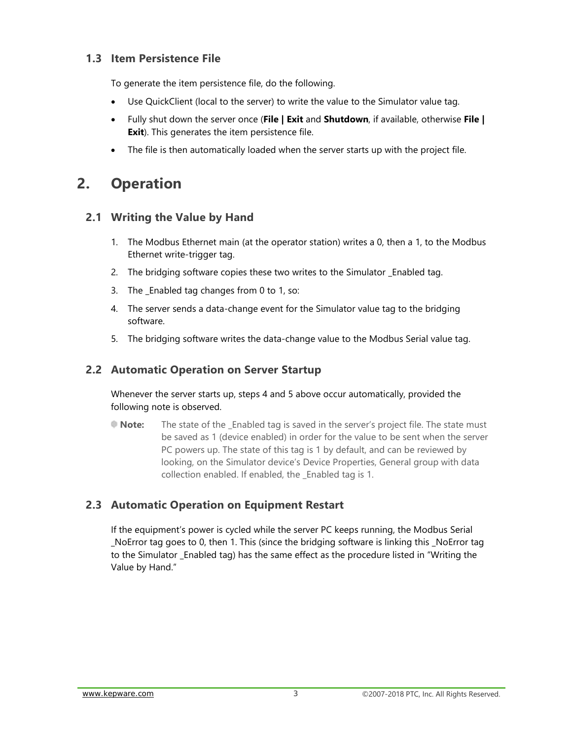### 1.3 Item Persistence File

To generate the item persistence file, do the following.

- Use QuickClient (local to the server) to write the value to the Simulator value tag.
- Fully shut down the server once (**File | Exit** and **Shutdown**, if available, otherwise **File | Exit**). This generates the item persistence file.
- The file is then automatically loaded when the server starts up with the project file.

## 2. Operation

### 2.1 Writing the Value by Hand

1. The Modbus Ethernet main (at the operator station) writes a 0, then a 1, to the Modbus Ethernet write-trigger tag.
2. The bridging software copies these two writes to the Simulator _Enabled tag.
3. The _Enabled tag changes from 0 to 1, so:
4. The server sends a data-change event for the Simulator value tag to the bridging software.
5. The bridging software writes the data-change value to the Modbus Serial value tag.

### 2.2 Automatic Operation on Server Startup

Whenever the server starts up, steps 4 and 5 above occur automatically, provided the following note is observed.

**Note:** The state of the _Enabled tag is saved in the server's project file. The state must be saved as 1 (device enabled) in order for the value to be sent when the server PC powers up. The state of this tag is 1 by default, and can be reviewed by looking, on the Simulator device's Device Properties, General group with data collection enabled. If enabled, the _Enabled tag is 1.

### 2.3 Automatic Operation on Equipment Restart

If the equipment's power is cycled while the server PC keeps running, the Modbus Serial _NoError tag goes to 0, then 1. This (since the bridging software is linking this _NoError tag to the Simulator _Enabled tag) has the same effect as the procedure listed in "Writing the Value by Hand."